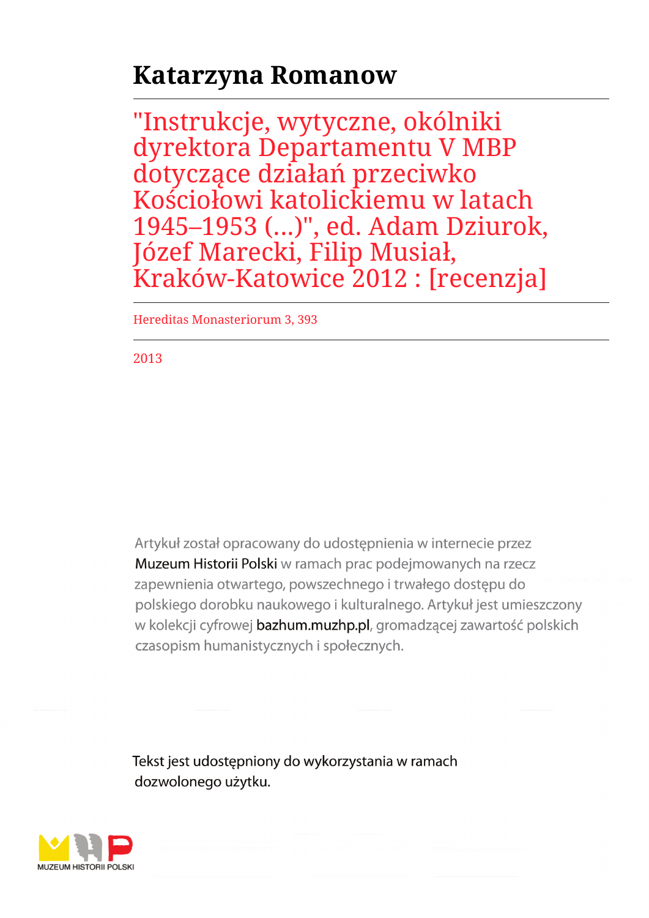# Katarzyna Romanow

## "Instrukcje, wytyczne, okólniki dyrektora Departamentu V MBP dotyczące działań przeciwko Kościołowi katolickiemu w latach 1945–1953 (...)", ed. Adam Dziurok, Józef Marecki, Filip Musiał, Kraków-Katowice 2012 : [recenzja]

Hereditas Monasteriorum 3, 393

2013

Artykuł został opracowany do udostępnienia w internecie przez Muzeum Historii Polski w ramach prac podejmowanych na rzecz zapewnienia otwartego, powszechnego i trwałego dostępu do polskiego dorobku naukowego i kulturalnego. Artykuł jest umieszczony w kolekcji cyfrowej bazhum.muzhp.pl, gromadzącej zawartość polskich czasopism humanistycznych i społecznych.

Tekst jest udostępniony do wykorzystania w ramach dozwolonego użytku.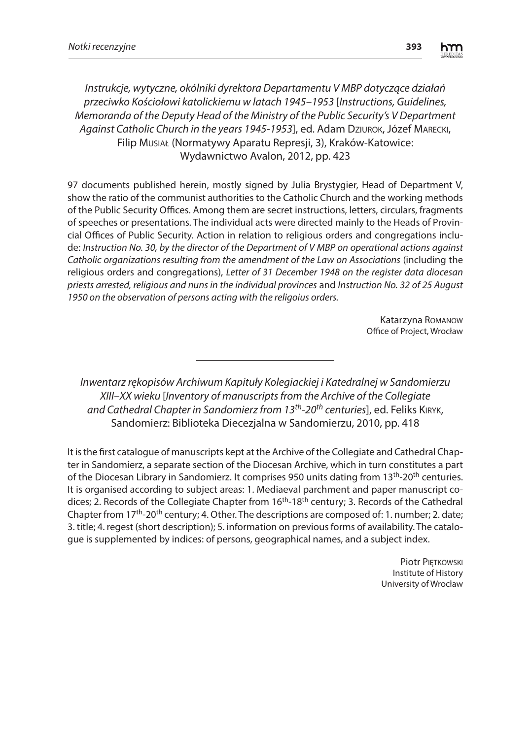*Instrukcje, wytyczne, okólniki dyrektora Departamentu V MBP dotyczące działań przeciwko Kościołowi katolickiemu w latach 1945–1953* [*Instructions, Guidelines, Memoranda of the Deputy Head of the Ministry of the Public Security's V Department Against Catholic Church in the years 1945-1953*], ed. Adam Dziurok, Józef Marecki, Filip Musiał (Normatywy Aparatu Represji, 3), Kraków-Katowice: Wydawnictwo Avalon, 2012, pp. 423

97 documents published herein, mostly signed by Julia Brystygier, Head of Department V, show the ratio of the communist authorities to the Catholic Church and the working methods of the Public Security Offices. Among them are secret instructions, letters, circulars, fragments of speeches or presentations. The individual acts were directed mainly to the Heads of Provincial Offices of Public Security. Action in relation to religious orders and congregations include: *Instruction No. 30, by the director of the Department of V MBP on operational actions against Catholic organizations resulting from the amendment of the Law on Associations* (including the religious orders and congregations), *Letter of 31 December 1948 on the register data diocesan priests arrested, religious and nuns in the individual provinces* and *Instruction No. 32 of 25 August 1950 on the observation of persons acting with the religoius orders.*

Katarzyna Romanow
Office of Project, Wrocław

---

*Inwentarz rękopisów Archiwum Kapituły Kolegiackiej i Katedralnej w Sandomierzu XIII–XX wieku* [*Inventory of manuscripts from the Archive of the Collegiate and Cathedral Chapter in Sandomierz from 13th-20th centuries*], ed. Feliks Kiryk, Sandomierz: Biblioteka Diecezjalna w Sandomierzu, 2010, pp. 418

It is the first catalogue of manuscripts kept at the Archive of the Collegiate and Cathedral Chapter in Sandomierz, a separate section of the Diocesan Archive, which in turn constitutes a part of the Diocesan Library in Sandomierz. It comprises 950 units dating from 13th-20th centuries. It is organised according to subject areas: 1. Mediaeval parchment and paper manuscript codices; 2. Records of the Collegiate Chapter from 16th-18th century; 3. Records of the Cathedral Chapter from 17th-20th century; 4. Other. The descriptions are composed of: 1. number; 2. date; 3. title; 4. regest (short description); 5. information on previous forms of availability. The catalogue is supplemented by indices: of persons, geographical names, and a subject index.

Piotr Piętkowski
Institute of History
University of Wrocław